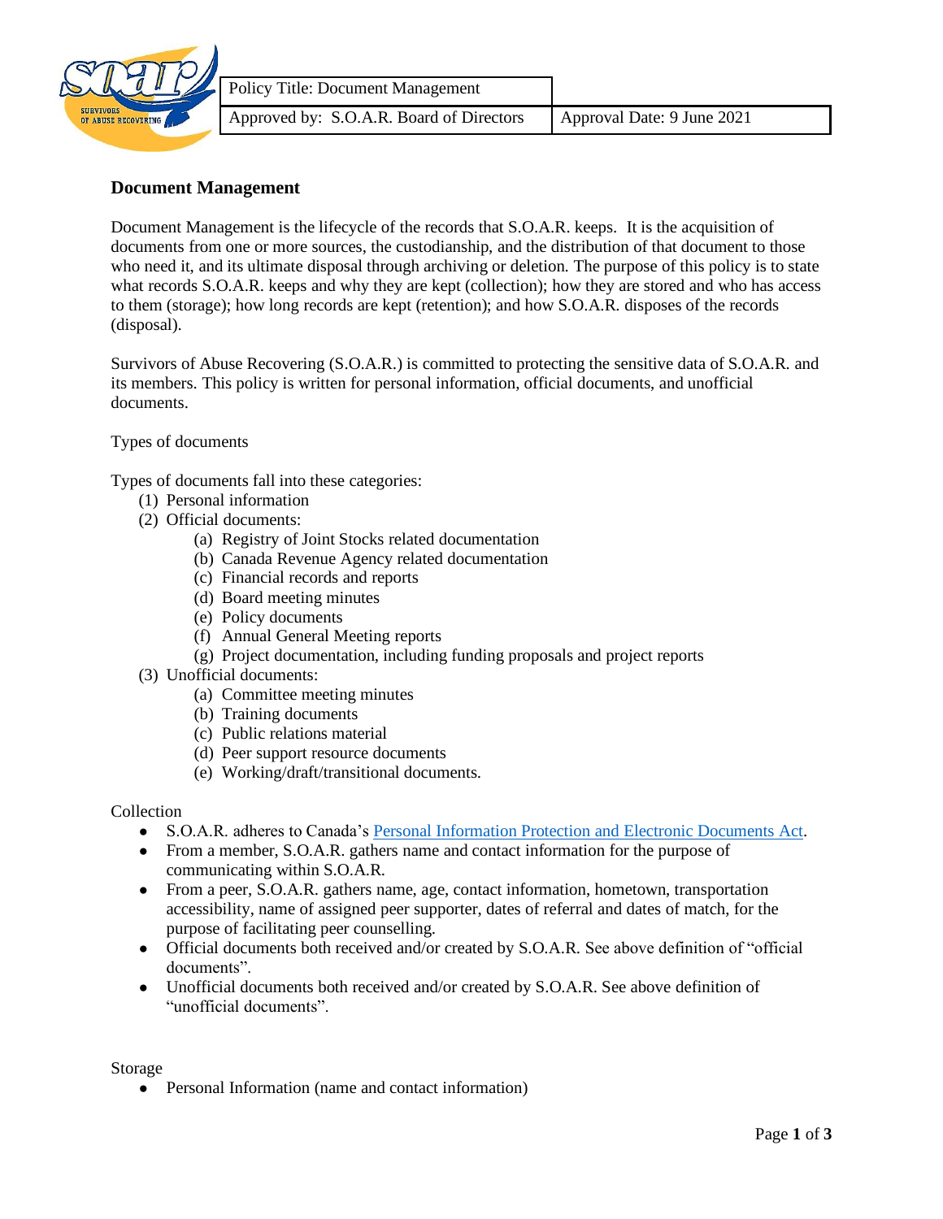| Policy Title: Document Management | |
|---|---|
| Approved by: S.O.A.R. Board of Directors | Approval Date: 9 June 2021 |

## Document Management

Document Management is the lifecycle of the records that S.O.A.R. keeps. It is the acquisition of documents from one or more sources, the custodianship, and the distribution of that document to those who need it, and its ultimate disposal through archiving or deletion. The purpose of this policy is to state what records S.O.A.R. keeps and why they are kept (collection); how they are stored and who has access to them (storage); how long records are kept (retention); and how S.O.A.R. disposes of the records (disposal).

Survivors of Abuse Recovering (S.O.A.R.) is committed to protecting the sensitive data of S.O.A.R. and its members. This policy is written for personal information, official documents, and unofficial documents.

Types of documents

Types of documents fall into these categories:

1. Personal information
2. Official documents:
   - (a) Registry of Joint Stocks related documentation
   - (b) Canada Revenue Agency related documentation
   - (c) Financial records and reports
   - (d) Board meeting minutes
   - (e) Policy documents
   - (f) Annual General Meeting reports
   - (g) Project documentation, including funding proposals and project reports
3. Unofficial documents:
   - (a) Committee meeting minutes
   - (b) Training documents
   - (c) Public relations material
   - (d) Peer support resource documents
   - (e) Working/draft/transitional documents.

Collection

- S.O.A.R. adheres to Canada's Personal Information Protection and Electronic Documents Act.
- From a member, S.O.A.R. gathers name and contact information for the purpose of communicating within S.O.A.R.
- From a peer, S.O.A.R. gathers name, age, contact information, hometown, transportation accessibility, name of assigned peer supporter, dates of referral and dates of match, for the purpose of facilitating peer counselling.
- Official documents both received and/or created by S.O.A.R. See above definition of "official documents".
- Unofficial documents both received and/or created by S.O.A.R. See above definition of "unofficial documents".

Storage

- Personal Information (name and contact information)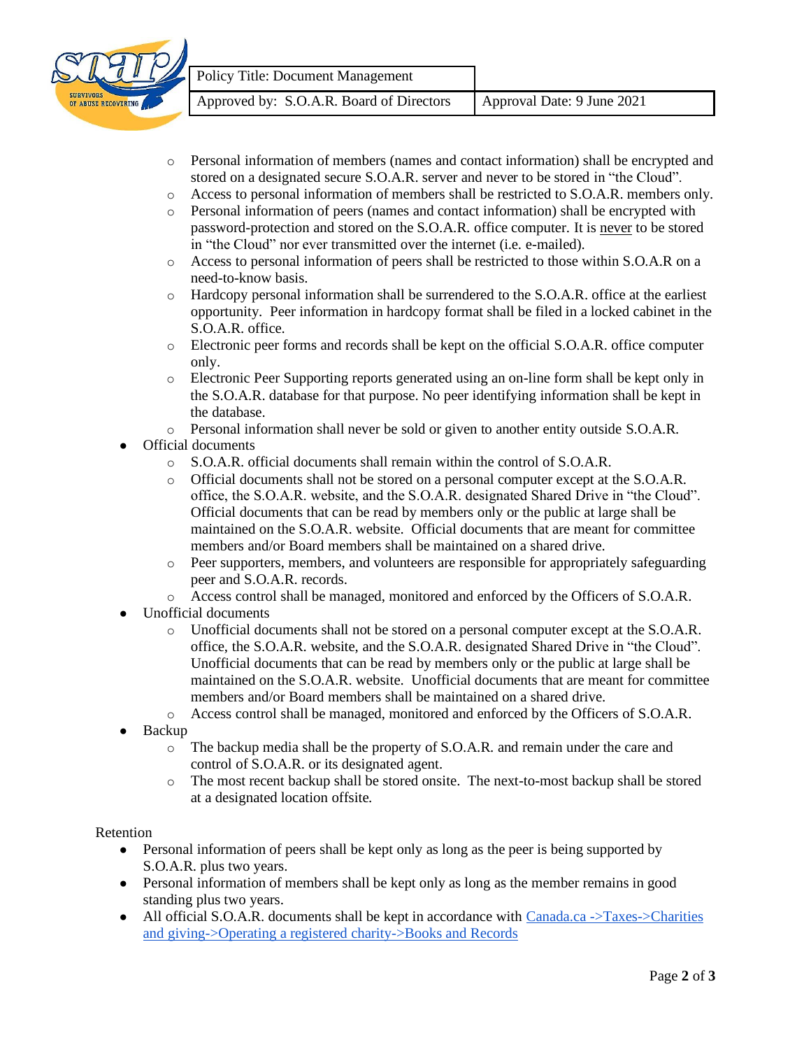- Personal information of members (names and contact information) shall be encrypted and stored on a designated secure S.O.A.R. server and never to be stored in "the Cloud".
  - Access to personal information of members shall be restricted to S.O.A.R. members only.
  - Personal information of peers (names and contact information) shall be encrypted with password-protection and stored on the S.O.A.R. office computer. It is <u>never</u> to be stored in "the Cloud" nor ever transmitted over the internet (i.e. e-mailed).
  - Access to personal information of peers shall be restricted to those within S.O.A.R on a need-to-know basis.
  - Hardcopy personal information shall be surrendered to the S.O.A.R. office at the earliest opportunity. Peer information in hardcopy format shall be filed in a locked cabinet in the S.O.A.R. office.
  - Electronic peer forms and records shall be kept on the official S.O.A.R. office computer only.
  - Electronic Peer Supporting reports generated using an on-line form shall be kept only in the S.O.A.R. database for that purpose. No peer identifying information shall be kept in the database.
  - Personal information shall never be sold or given to another entity outside S.O.A.R.
- Official documents
  - S.O.A.R. official documents shall remain within the control of S.O.A.R.
  - Official documents shall not be stored on a personal computer except at the S.O.A.R. office, the S.O.A.R. website, and the S.O.A.R. designated Shared Drive in "the Cloud". Official documents that can be read by members only or the public at large shall be maintained on the S.O.A.R. website. Official documents that are meant for committee members and/or Board members shall be maintained on a shared drive.
  - Peer supporters, members, and volunteers are responsible for appropriately safeguarding peer and S.O.A.R. records.
  - Access control shall be managed, monitored and enforced by the Officers of S.O.A.R.
- Unofficial documents
  - Unofficial documents shall not be stored on a personal computer except at the S.O.A.R. office, the S.O.A.R. website, and the S.O.A.R. designated Shared Drive in "the Cloud". Unofficial documents that can be read by members only or the public at large shall be maintained on the S.O.A.R. website. Unofficial documents that are meant for committee members and/or Board members shall be maintained on a shared drive.
  - Access control shall be managed, monitored and enforced by the Officers of S.O.A.R.
- Backup
  - The backup media shall be the property of S.O.A.R. and remain under the care and control of S.O.A.R. or its designated agent.
  - The most recent backup shall be stored onsite. The next-to-most backup shall be stored at a designated location offsite.

Retention

- Personal information of peers shall be kept only as long as the peer is being supported by S.O.A.R. plus two years.
- Personal information of members shall be kept only as long as the member remains in good standing plus two years.
- All official S.O.A.R. documents shall be kept in accordance with Canada.ca ->Taxes->Charities and giving->Operating a registered charity->Books and Records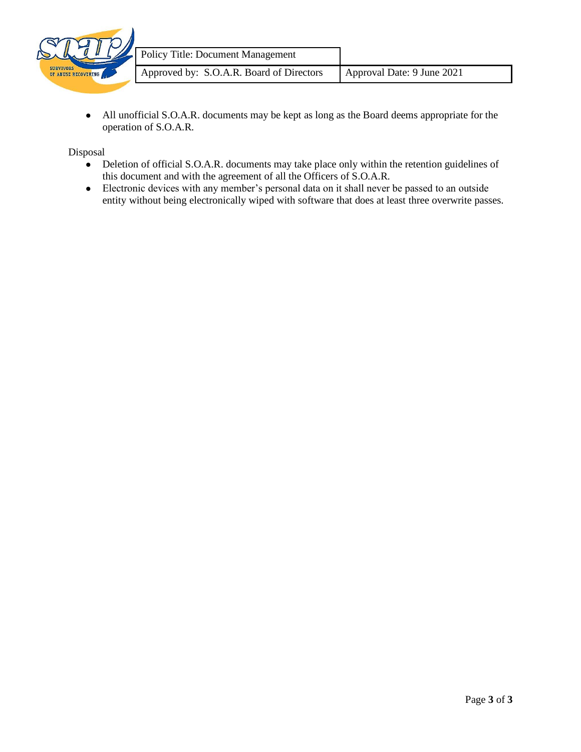- All unofficial S.O.A.R. documents may be kept as long as the Board deems appropriate for the operation of S.O.A.R.

Disposal

- Deletion of official S.O.A.R. documents may take place only within the retention guidelines of this document and with the agreement of all the Officers of S.O.A.R.
- Electronic devices with any member's personal data on it shall never be passed to an outside entity without being electronically wiped with software that does at least three overwrite passes.